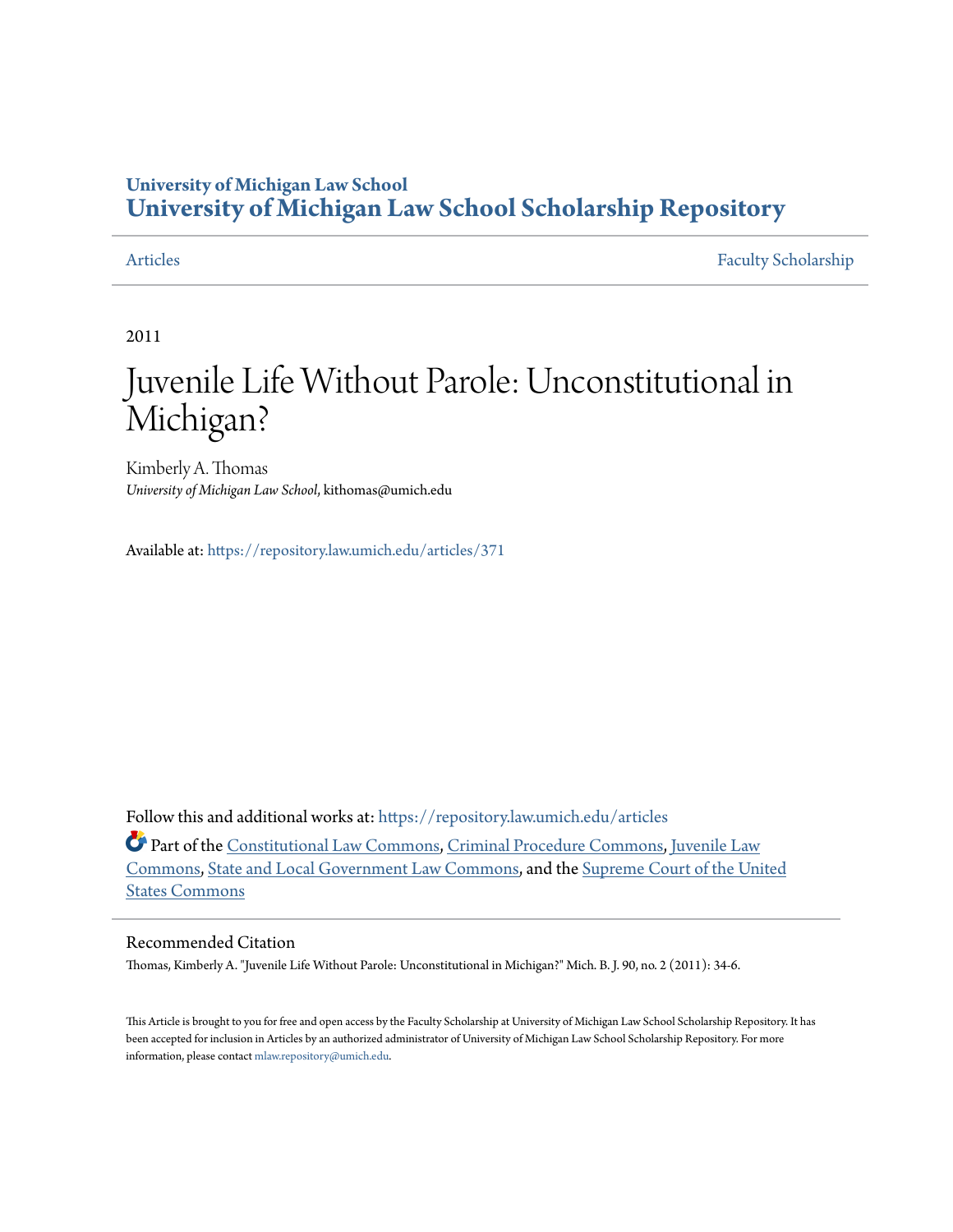# University of Michigan Law School
## University of Michigan Law School Scholarship Repository

Articles | Faculty Scholarship

2011

# Juvenile Life Without Parole: Unconstitutional in Michigan?

Kimberly A. Thomas
*University of Michigan Law School*, kithomas@umich.edu

Available at: https://repository.law.umich.edu/articles/371

Follow this and additional works at: https://repository.law.umich.edu/articles

Part of the Constitutional Law Commons, Criminal Procedure Commons, Juvenile Law Commons, State and Local Government Law Commons, and the Supreme Court of the United States Commons

### Recommended Citation

Thomas, Kimberly A. "Juvenile Life Without Parole: Unconstitutional in Michigan?" Mich. B. J. 90, no. 2 (2011): 34-6.

This Article is brought to you for free and open access by the Faculty Scholarship at University of Michigan Law School Scholarship Repository. It has been accepted for inclusion in Articles by an authorized administrator of University of Michigan Law School Scholarship Repository. For more information, please contact mlaw.repository@umich.edu.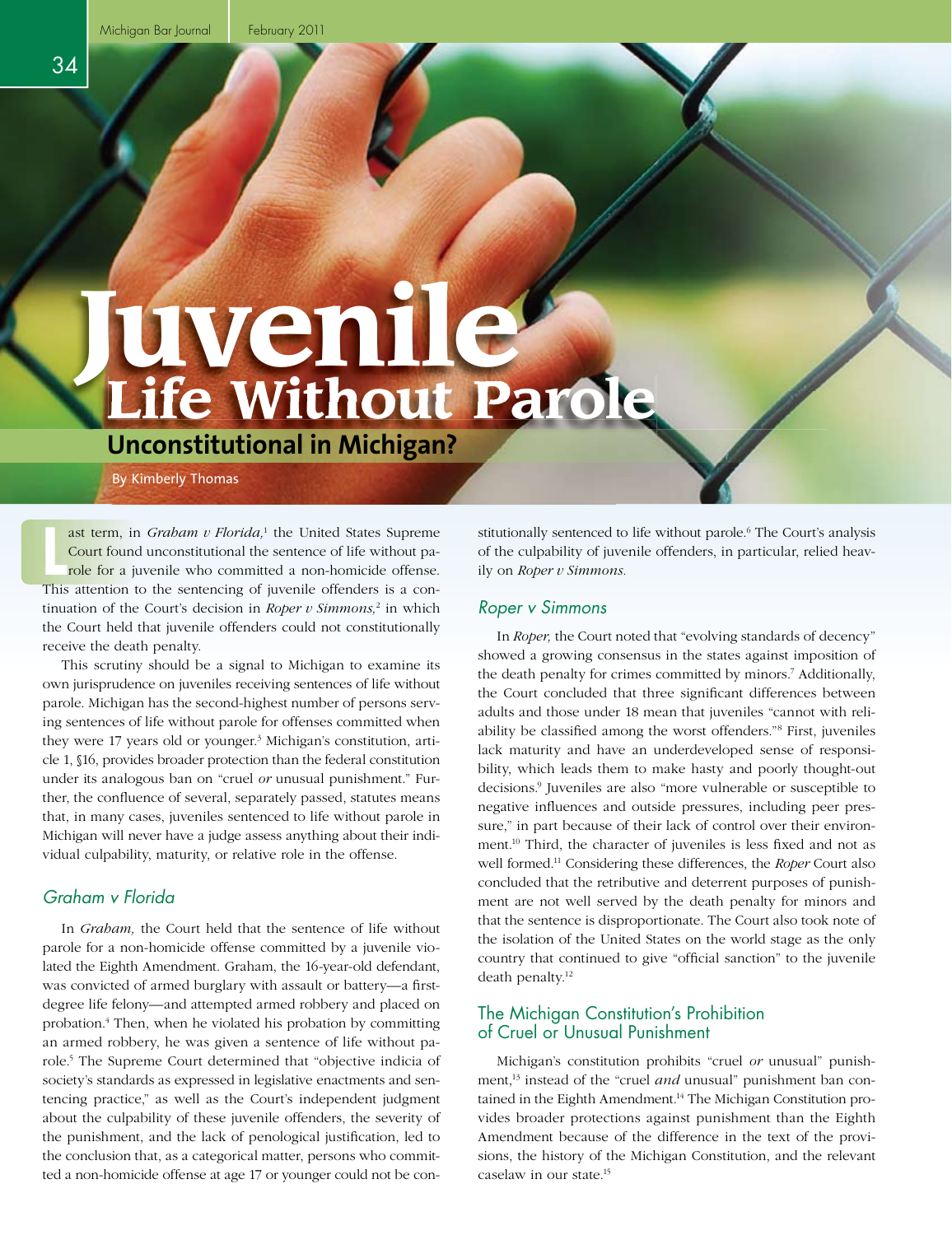# Juvenile Life Without Parole

## Unconstitutional in Michigan?

By Kimberly Thomas

Last term, in *Graham v Florida,*[1] the United States Supreme Court found unconstitutional the sentence of life without parole for a juvenile who committed a non-homicide offense. This attention to the sentencing of juvenile offenders is a continuation of the Court's decision in *Roper v Simmons,*[2] in which the Court held that juvenile offenders could not constitutionally receive the death penalty.

This scrutiny should be a signal to Michigan to examine its own jurisprudence on juveniles receiving sentences of life without parole. Michigan has the second-highest number of persons serving sentences of life without parole for offenses committed when they were 17 years old or younger.[3] Michigan's constitution, article 1, §16, provides broader protection than the federal constitution under its analogous ban on "cruel *or* unusual punishment." Further, the confluence of several, separately passed, statutes means that, in many cases, juveniles sentenced to life without parole in Michigan will never have a judge assess anything about their individual culpability, maturity, or relative role in the offense.

### *Graham v Florida*

In *Graham,* the Court held that the sentence of life without parole for a non-homicide offense committed by a juvenile violated the Eighth Amendment. Graham, the 16-year-old defendant, was convicted of armed burglary with assault or battery—a first-degree life felony—and attempted armed robbery and placed on probation.[4] Then, when he violated his probation by committing an armed robbery, he was given a sentence of life without parole.[5] The Supreme Court determined that "objective indicia of society's standards as expressed in legislative enactments and sentencing practice," as well as the Court's independent judgment about the culpability of these juvenile offenders, the severity of the punishment, and the lack of penological justification, led to the conclusion that, as a categorical matter, persons who committed a non-homicide offense at age 17 or younger could not be constitutionally sentenced to life without parole.[6] The Court's analysis of the culpability of juvenile offenders, in particular, relied heavily on *Roper v Simmons.*

### *Roper v Simmons*

In *Roper,* the Court noted that "evolving standards of decency" showed a growing consensus in the states against imposition of the death penalty for crimes committed by minors.[7] Additionally, the Court concluded that three significant differences between adults and those under 18 mean that juveniles "cannot with reliability be classified among the worst offenders."[8] First, juveniles lack maturity and have an underdeveloped sense of responsibility, which leads them to make hasty and poorly thought-out decisions.[9] Juveniles are also "more vulnerable or susceptible to negative influences and outside pressures, including peer pressure," in part because of their lack of control over their environment.[10] Third, the character of juveniles is less fixed and not as well formed.[11] Considering these differences, the *Roper* Court also concluded that the retributive and deterrent purposes of punishment are not well served by the death penalty for minors and that the sentence is disproportionate. The Court also took note of the isolation of the United States on the world stage as the only country that continued to give "official sanction" to the juvenile death penalty.[12]

### The Michigan Constitution's Prohibition of Cruel or Unusual Punishment

Michigan's constitution prohibits "cruel *or* unusual" punishment,[13] instead of the "cruel *and* unusual" punishment ban contained in the Eighth Amendment.[14] The Michigan Constitution provides broader protections against punishment than the Eighth Amendment because of the difference in the text of the provisions, the history of the Michigan Constitution, and the relevant caselaw in our state.[15]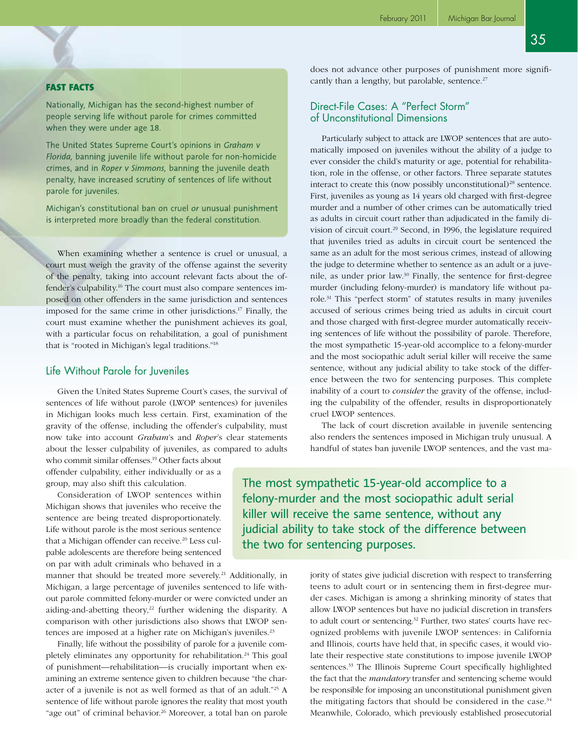**FAST FACTS**

Nationally, Michigan has the second-highest number of people serving life without parole for crimes committed when they were under age 18.

The United States Supreme Court's opinions in *Graham v Florida,* banning juvenile life without parole for non-homicide crimes, and in *Roper v Simmons,* banning the juvenile death penalty, have increased scrutiny of sentences of life without parole for juveniles.

Michigan's constitutional ban on cruel *or* unusual punishment is interpreted more broadly than the federal constitution.

When examining whether a sentence is cruel or unusual, a court must weigh the gravity of the offense against the severity of the penalty, taking into account relevant facts about the offender's culpability.[16] The court must also compare sentences imposed on other offenders in the same jurisdiction and sentences imposed for the same crime in other jurisdictions.[17] Finally, the court must examine whether the punishment achieves its goal, with a particular focus on rehabilitation, a goal of punishment that is "rooted in Michigan's legal traditions."[18]

## Life Without Parole for Juveniles

Given the United States Supreme Court's cases, the survival of sentences of life without parole (LWOP sentences) for juveniles in Michigan looks much less certain. First, examination of the gravity of the offense, including the offender's culpability, must now take into account *Graham*'s and *Roper*'s clear statements about the lesser culpability of juveniles, as compared to adults who commit similar offenses.[19] Other facts about offender culpability, either individually or as a group, may also shift this calculation.

Consideration of LWOP sentences within Michigan shows that juveniles who receive the sentence are being treated disproportionately. Life without parole is the most serious sentence that a Michigan offender can receive.[20] Less culpable adolescents are therefore being sentenced on par with adult criminals who behaved in a manner that should be treated more severely.[21] Additionally, in Michigan, a large percentage of juveniles sentenced to life without parole committed felony-murder or were convicted under an aiding-and-abetting theory,[22] further widening the disparity. A comparison with other jurisdictions also shows that LWOP sentences are imposed at a higher rate on Michigan's juveniles.[23]

Finally, life without the possibility of parole for a juvenile completely eliminates any opportunity for rehabilitation.[24] This goal of punishment—rehabilitation—is crucially important when examining an extreme sentence given to children because "the character of a juvenile is not as well formed as that of an adult."[25] A sentence of life without parole ignores the reality that most youth "age out" of criminal behavior.[26] Moreover, a total ban on parole does not advance other purposes of punishment more significantly than a lengthy, but parolable, sentence.[27]

## Direct-File Cases: A "Perfect Storm" of Unconstitutional Dimensions

Particularly subject to attack are LWOP sentences that are automatically imposed on juveniles without the ability of a judge to ever consider the child's maturity or age, potential for rehabilitation, role in the offense, or other factors. Three separate statutes interact to create this (now possibly unconstitutional)[28] sentence. First, juveniles as young as 14 years old charged with first-degree murder and a number of other crimes can be automatically tried as adults in circuit court rather than adjudicated in the family division of circuit court.[29] Second, in 1996, the legislature required that juveniles tried as adults in circuit court be sentenced the same as an adult for the most serious crimes, instead of allowing the judge to determine whether to sentence as an adult or a juvenile, as under prior law.[30] Finally, the sentence for first-degree murder (including felony-murder) is mandatory life without parole.[31] This "perfect storm" of statutes results in many juveniles accused of serious crimes being tried as adults in circuit court and those charged with first-degree murder automatically receiving sentences of life without the possibility of parole. Therefore, the most sympathetic 15-year-old accomplice to a felony-murder and the most sociopathic adult serial killer will receive the same sentence, without any judicial ability to take stock of the difference between the two for sentencing purposes. This complete inability of a court to *consider* the gravity of the offense, including the culpability of the offender, results in disproportionately cruel LWOP sentences.

> The most sympathetic 15-year-old accomplice to a felony-murder and the most sociopathic adult serial killer will receive the same sentence, without any judicial ability to take stock of the difference between the two for sentencing purposes.

The lack of court discretion available in juvenile sentencing also renders the sentences imposed in Michigan truly unusual. A handful of states ban juvenile LWOP sentences, and the vast majority of states give judicial discretion with respect to transferring teens to adult court or in sentencing them in first-degree murder cases. Michigan is among a shrinking minority of states that allow LWOP sentences but have no judicial discretion in transfers to adult court or sentencing.[32] Further, two states' courts have recognized problems with juvenile LWOP sentences: in California and Illinois, courts have held that, in specific cases, it would violate their respective state constitutions to impose juvenile LWOP sentences.[33] The Illinois Supreme Court specifically highlighted the fact that the *mandatory* transfer and sentencing scheme would be responsible for imposing an unconstitutional punishment given the mitigating factors that should be considered in the case.[34] Meanwhile, Colorado, which previously established prosecutorial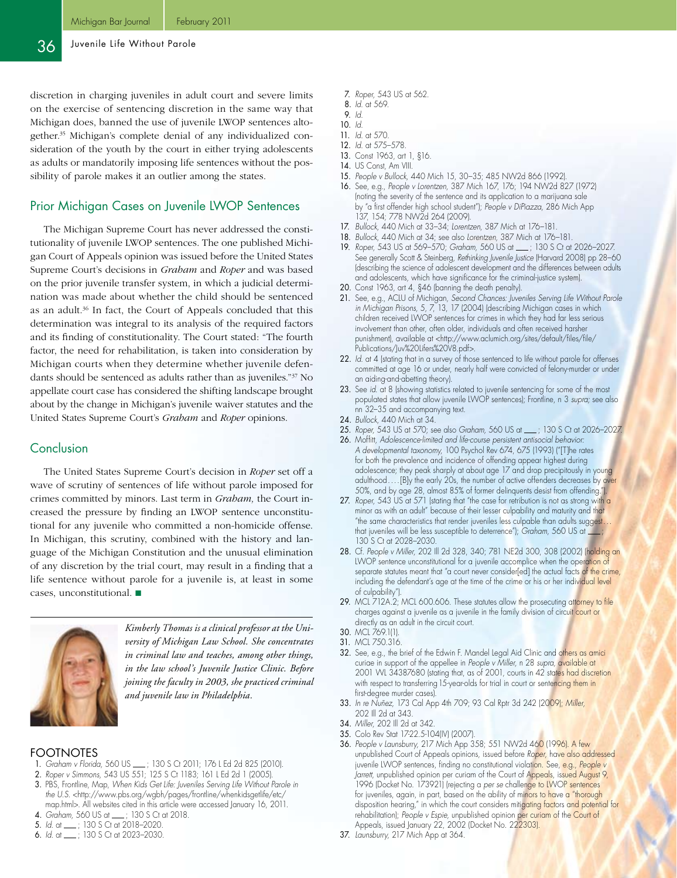discretion in charging juveniles in adult court and severe limits on the exercise of sentencing discretion in the same way that Michigan does, banned the use of juvenile LWOP sentences altogether.[35] Michigan's complete denial of any individualized consideration of the youth by the court in either trying adolescents as adults or mandatorily imposing life sentences without the possibility of parole makes it an outlier among the states.

## Prior Michigan Cases on Juvenile LWOP Sentences

The Michigan Supreme Court has never addressed the constitutionality of juvenile LWOP sentences. The one published Michigan Court of Appeals opinion was issued before the United States Supreme Court's decisions in *Graham* and *Roper* and was based on the prior juvenile transfer system, in which a judicial determination was made about whether the child should be sentenced as an adult.[36] In fact, the Court of Appeals concluded that this determination was integral to its analysis of the required factors and its finding of constitutionality. The Court stated: "The fourth factor, the need for rehabilitation, is taken into consideration by Michigan courts when they determine whether juvenile defendants should be sentenced as adults rather than as juveniles."[37] No appellate court case has considered the shifting landscape brought about by the change in Michigan's juvenile waiver statutes and the United States Supreme Court's *Graham* and *Roper* opinions.

## Conclusion

The United States Supreme Court's decision in *Roper* set off a wave of scrutiny of sentences of life without parole imposed for crimes committed by minors. Last term in *Graham,* the Court increased the pressure by finding an LWOP sentence unconstitutional for any juvenile who committed a non-homicide offense. In Michigan, this scrutiny, combined with the history and language of the Michigan Constitution and the unusual elimination of any discretion by the trial court, may result in a finding that a life sentence without parole for a juvenile is, at least in some cases, unconstitutional. ■

*Kimberly Thomas is a clinical professor at the University of Michigan Law School. She concentrates in criminal law and teaches, among other things, in the law school's Juvenile Justice Clinic. Before joining the faculty in 2003, she practiced criminal and juvenile law in Philadelphia.*

### FOOTNOTES

1. *Graham v Florida,* 560 US ___; 130 S Ct 2011; 176 L Ed 2d 825 (2010).
2. *Roper v Simmons,* 543 US 551; 125 S Ct 1183; 161 L Ed 2d 1 (2005).
3. PBS, Frontline, Map, *When Kids Get Life: Juveniles Serving Life Without Parole in the U.S.* <http://www.pbs.org/wgbh/pages/frontline/whenkidsgetlife/etc/map.html>. All websites cited in this article were accessed January 16, 2011.
4. *Graham,* 560 US at ___; 130 S Ct at 2018.
5. *Id.* at ___; 130 S Ct at 2018–2020.
6. *Id.* at ___; 130 S Ct at 2023–2030.
7. *Roper,* 543 US at 562.
8. *Id.* at 569.
9. *Id.*
10. *Id.*
11. *Id.* at 570.
12. *Id.* at 575–578.
13. Const 1963, art 1, §16.
14. US Const, Am VIII.
15. *People v Bullock,* 440 Mich 15, 30–35; 485 NW2d 866 (1992).
16. See, e.g., *People v Lorentzen,* 387 Mich 167, 176; 194 NW2d 827 (1972) (noting the severity of the sentence and its application to a marijuana sale by "a first offender high school student"); *People v DiPiazza,* 286 Mich App 137, 154; 778 NW2d 264 (2009).
17. *Bullock,* 440 Mich at 33–34; *Lorentzen,* 387 Mich at 176–181.
18. *Bullock,* 440 Mich at 34; see also *Lorentzen,* 387 Mich at 176–181.
19. *Roper,* 543 US at 569–570; *Graham,* 560 US at ___; 130 S Ct at 2026–2027. See generally Scott & Steinberg, *Rethinking Juvenile Justice* (Harvard 2008) pp 28–60 (describing the science of adolescent development and the differences between adults and adolescents, which have significance for the criminal-justice system).
20. Const 1963, art 4, §46 (banning the death penalty).
21. See, e.g., ACLU of Michigan, *Second Chances: Juveniles Serving Life Without Parole in Michigan Prisons,* 5, 7, 13, 17 (2004) (describing Michigan cases in which children received LWOP sentences for crimes in which they had far less serious involvement than other, often older, individuals and often received harsher punishment), available at <http://www.aclumich.org/sites/default/files/file/Publications/Juv%20Lifers%20V8.pdf>.
22. *Id.* at 4 (stating that in a survey of those sentenced to life without parole for offenses committed at age 16 or under, nearly half were convicted of felony-murder or under an aiding-and-abetting theory).
23. See *id.* at 8 (showing statistics related to juvenile sentencing for some of the most populated states that allow juvenile LWOP sentences); Frontline, n 3 *supra;* see also nn 32–35 and accompanying text.
24. *Bullock,* 440 Mich at 34.
25. *Roper,* 543 US at 570; see also *Graham,* 560 US at ___; 130 S Ct at 2026–2027.
26. Moffitt, *Adolescence-limited and life-course persistent antisocial behavior: A developmental taxonomy,* 100 Psychol Rev 674, 675 (1993) ("[T]he rates for both the prevalence and incidence of offending appear highest during adolescence; they peak sharply at about age 17 and drop precipitously in young adulthood....[B]y the early 20s, the number of active offenders decreases by over 50%, and by age 28, almost 85% of former delinquents desist from offending.").
27. *Roper,* 543 US at 571 (stating that "the case for retribution is not as strong with a minor as with an adult" because of their lesser culpability and maturity and that "the same characteristics that render juveniles less culpable than adults suggest... that juveniles will be less susceptible to deterrence"); *Graham,* 560 US at ___; 130 S Ct at 2028–2030.
28. Cf. *People v Miller,* 202 Ill 2d 328, 340; 781 NE2d 300, 308 (2002) (holding an LWOP sentence unconstitutional for a juvenile accomplice when the operation of separate statutes meant that "a court never consider[ed] the actual facts of the crime, including the defendant's age at the time of the crime or his or her individual level of culpability").
29. MCL 712A.2; MCL 600.606. These statutes allow the prosecuting attorney to file charges against a juvenile as a juvenile in the family division of circuit court or directly as an adult in the circuit court.
30. MCL 769.1(1).
31. MCL 750.316.
32. See, e.g., the brief of the Edwin F. Mandel Legal Aid Clinic and others as amici curiae in support of the appellee in *People v Miller,* n 28 *supra,* available at 2001 WL 34387680 (stating that, as of 2001, courts in 42 states had discretion with respect to transferring 15-year-olds for trial in court or sentencing them in first-degree murder cases).
33. *In re Nuñez,* 173 Cal App 4th 709; 93 Cal Rptr 3d 242 (2009); *Miller,* 202 Ill 2d at 343.
34. *Miller,* 202 Ill 2d at 342.
35. Colo Rev Stat 17-22.5-104(IV) (2007).
36. *People v Launsbury,* 217 Mich App 358; 551 NW2d 460 (1996). A few unpublished Court of Appeals opinions, issued before *Roper,* have also addressed juvenile LWOP sentences, finding no constitutional violation. See, e.g., *People v Jarrett,* unpublished opinion per curiam of the Court of Appeals, issued August 9, 1996 (Docket No. 173921) (rejecting a *per se* challenge to LWOP sentences for juveniles, again, in part, based on the ability of minors to have a "thorough disposition hearing," in which the court considers mitigating factors and potential for rehabilitation); *People v Espie,* unpublished opinion per curiam of the Court of Appeals, issued January 22, 2002 (Docket No. 222303).
37. *Launsbury,* 217 Mich App at 364.